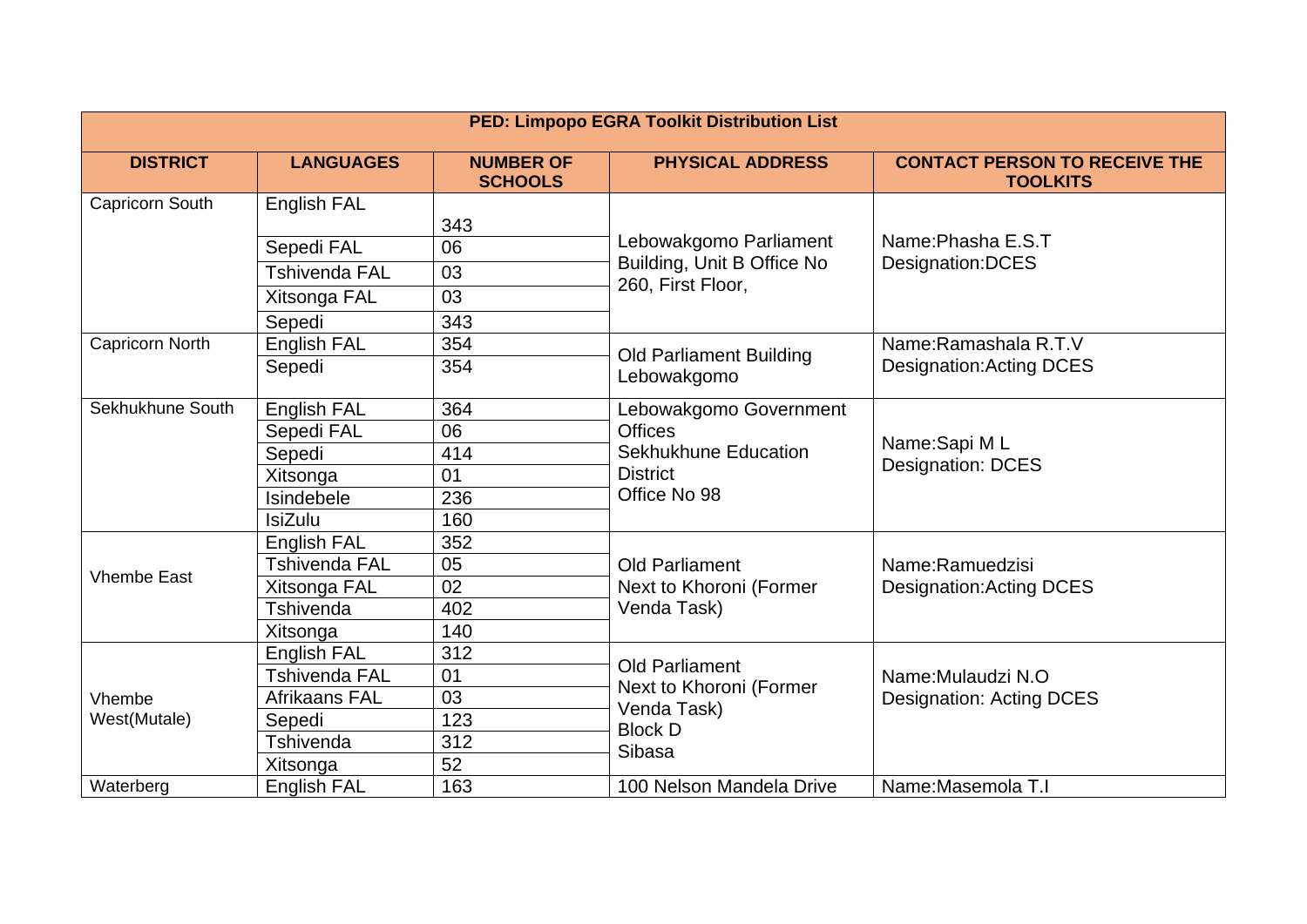| PED: Limpopo EGRA Toolkit Distribution List | | | | |
|---|---|---|---|---|
| **DISTRICT** | **LANGUAGES** | **NUMBER OF SCHOOLS** | **PHYSICAL ADDRESS** | **CONTACT PERSON TO RECEIVE THE TOOLKITS** |
| Capricorn South | English FAL | 343 | Lebowakgomo Parliament Building, Unit B Office No 260, First Floor, | Name:Phasha E.S.T<br>Designation:DCES |
| | Sepedi FAL | 06 | | |
| | Tshivenda FAL | 03 | | |
| | Xitsonga FAL | 03 | | |
| | Sepedi | 343 | | |
| Capricorn North | English FAL | 354 | Old Parliament Building Lebowakgomo | Name:Ramashala R.T.V<br>Designation:Acting DCES |
| | Sepedi | 354 | | |
| Sekhukhune South | English FAL | 364 | Lebowakgomo Government Offices<br>Sekhukhune Education District<br>Office No 98 | Name:Sapi M L<br>Designation: DCES |
| | Sepedi FAL | 06 | | |
| | Sepedi | 414 | | |
| | Xitsonga | 01 | | |
| | Isindebele | 236 | | |
| | IsiZulu | 160 | | |
| Vhembe East | English FAL | 352 | Old Parliament<br>Next to Khoroni (Former Venda Task) | Name:Ramuedzisi<br>Designation:Acting DCES |
| | Tshivenda FAL | 05 | | |
| | Xitsonga FAL | 02 | | |
| | Tshivenda | 402 | | |
| | Xitsonga | 140 | | |
| Vhembe West(Mutale) | English FAL | 312 | Old Parliament<br>Next to Khoroni (Former Venda Task)<br>Block D<br>Sibasa | Name:Mulaudzi N.O<br>Designation: Acting DCES |
| | Tshivenda FAL | 01 | | |
| | Afrikaans FAL | 03 | | |
| | Sepedi | 123 | | |
| | Tshivenda | 312 | | |
| | Xitsonga | 52 | | |
| Waterberg | English FAL | 163 | 100 Nelson Mandela Drive | Name:Masemola T.I |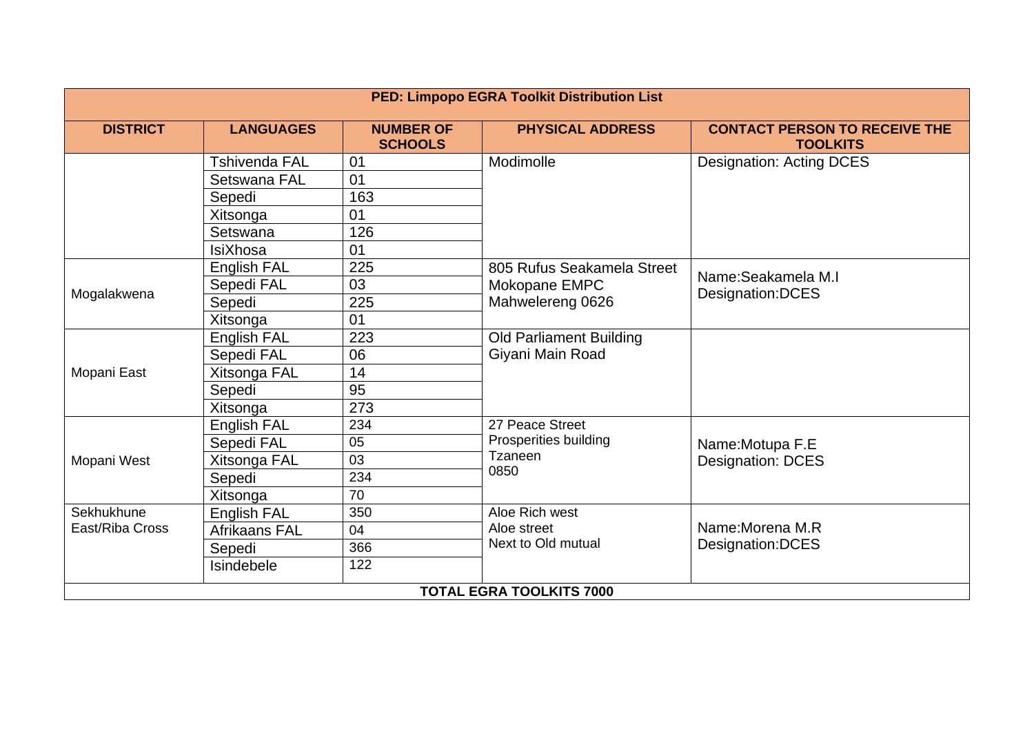| PED: Limpopo EGRA Toolkit Distribution List | | | | |
|---|---|---|---|---|
| **DISTRICT** | **LANGUAGES** | **NUMBER OF SCHOOLS** | **PHYSICAL ADDRESS** | **CONTACT PERSON TO RECEIVE THE TOOLKITS** |
| | Tshivenda FAL | 01 | Modimolle | Designation: Acting DCES |
| | Setswana FAL | 01 | | |
| | Sepedi | 163 | | |
| | Xitsonga | 01 | | |
| | Setswana | 126 | | |
| | IsiXhosa | 01 | | |
| Mogalakwena | English FAL | 225 | 805 Rufus Seakamela Street Mokopane EMPC Mahwelereng 0626 | Name:Seakamela M.I Designation:DCES |
| | Sepedi FAL | 03 | | |
| | Sepedi | 225 | | |
| | Xitsonga | 01 | | |
| Mopani East | English FAL | 223 | Old Parliament Building Giyani Main Road | |
| | Sepedi FAL | 06 | | |
| | Xitsonga FAL | 14 | | |
| | Sepedi | 95 | | |
| | Xitsonga | 273 | | |
| Mopani West | English FAL | 234 | 27 Peace Street Prosperities building Tzaneen 0850 | Name:Motupa F.E Designation: DCES |
| | Sepedi FAL | 05 | | |
| | Xitsonga FAL | 03 | | |
| | Sepedi | 234 | | |
| | Xitsonga | 70 | | |
| Sekhukhune East/Riba Cross | English FAL | 350 | Aloe Rich west Aloe street Next to Old mutual | Name:Morena M.R Designation:DCES |
| | Afrikaans FAL | 04 | | |
| | Sepedi | 366 | | |
| | Isindebele | 122 | | |
| **TOTAL EGRA TOOLKITS 7000** | | | | |